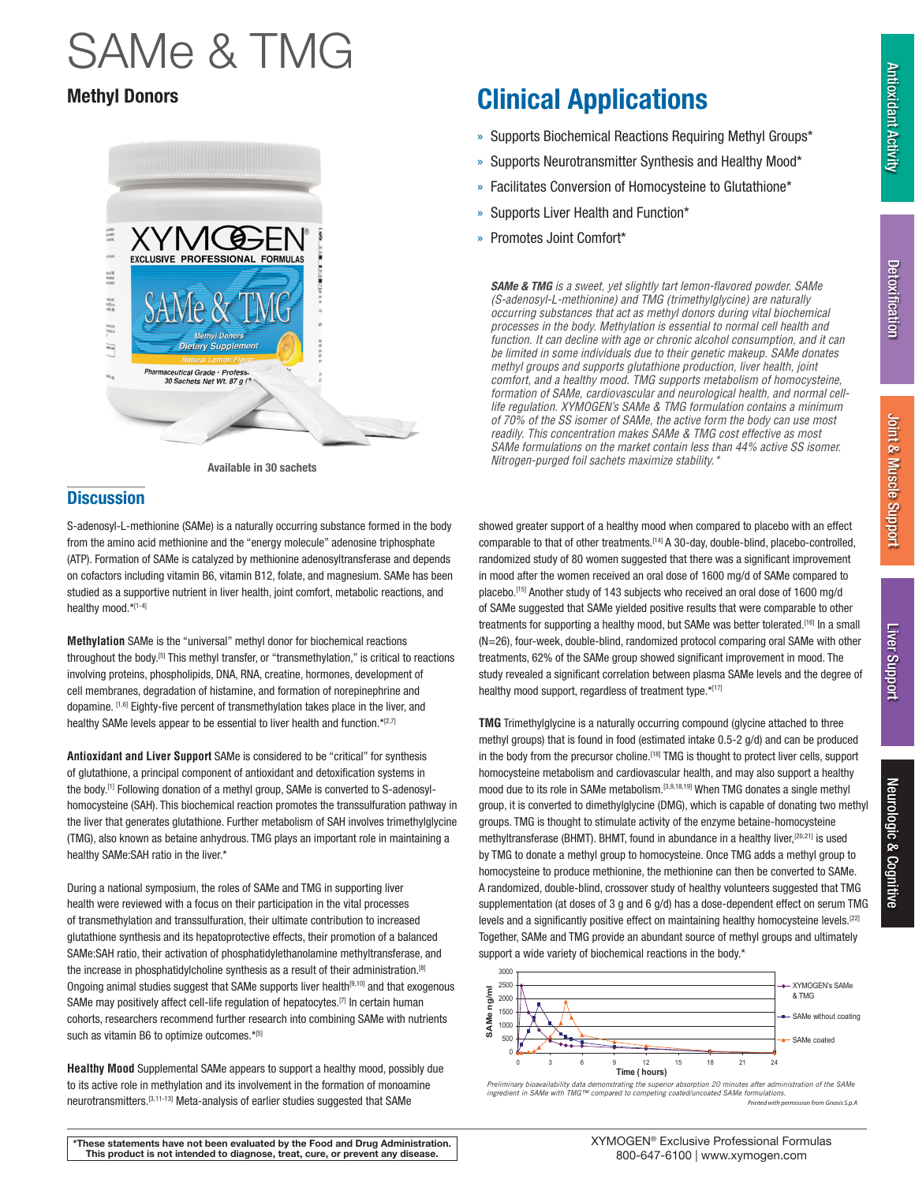# SAMe & TMG

## Methyl Donors

Available in 30 sachets

## Clinical Applications

- Supports Biochemical Reactions Requiring Methyl Groups*
- Supports Neurotransmitter Synthesis and Healthy Mood*
- Facilitates Conversion of Homocysteine to Glutathione*
- Supports Liver Health and Function*
- Promotes Joint Comfort*

*SAMe & TMG is a sweet, yet slightly tart lemon-flavored powder. SAMe (S-adenosyl-L-methionine) and TMG (trimethylglycine) are naturally occurring substances that act as methyl donors during vital biochemical processes in the body. Methylation is essential to normal cell health and function. It can decline with age or chronic alcohol consumption, and it can be limited in some individuals due to their genetic makeup. SAMe donates methyl groups and supports glutathione production, liver health, joint comfort, and a healthy mood. TMG supports metabolism of homocysteine, formation of SAMe, cardiovascular and neurological health, and normal cell-life regulation. XYMOGEN's SAMe & TMG formulation contains a minimum of 70% of the SS isomer of SAMe, the active form the body can use most readily. This concentration makes SAMe & TMG cost effective as most SAMe formulations on the market contain less than 44% active SS isomer. Nitrogen-purged foil sachets maximize stability.**

## Discussion

S-adenosyl-L-methionine (SAMe) is a naturally occurring substance formed in the body from the amino acid methionine and the "energy molecule" adenosine triphosphate (ATP). Formation of SAMe is catalyzed by methionine adenosyltransferase and depends on cofactors including vitamin B6, vitamin B12, folate, and magnesium. SAMe has been studied as a supportive nutrient in liver health, joint comfort, metabolic reactions, and healthy mood.*[1-4]

**Methylation** SAMe is the "universal" methyl donor for biochemical reactions throughout the body.[5] This methyl transfer, or "transmethylation," is critical to reactions involving proteins, phospholipids, DNA, RNA, creatine, hormones, development of cell membranes, degradation of histamine, and formation of norepinephrine and dopamine. [1,6] Eighty-five percent of transmethylation takes place in the liver, and healthy SAMe levels appear to be essential to liver health and function.*[2,7]

**Antioxidant and Liver Support** SAMe is considered to be "critical" for synthesis of glutathione, a principal component of antioxidant and detoxification systems in the body.[1] Following donation of a methyl group, SAMe is converted to S-adenosyl-homocysteine (SAH). This biochemical reaction promotes the transsulfuration pathway in the liver that generates glutathione. Further metabolism of SAH involves trimethylglycine (TMG), also known as betaine anhydrous. TMG plays an important role in maintaining a healthy SAMe:SAH ratio in the liver.*

During a national symposium, the roles of SAMe and TMG in supporting liver health were reviewed with a focus on their participation in the vital processes of transmethylation and transsulfuration, their ultimate contribution to increased glutathione synthesis and its hepatoprotective effects, their promotion of a balanced SAMe:SAH ratio, their activation of phosphatidylethanolamine methyltransferase, and the increase in phosphatidylcholine synthesis as a result of their administration.[8] Ongoing animal studies suggest that SAMe supports liver health[9,10] and that exogenous SAMe may positively affect cell-life regulation of hepatocytes.[7] In certain human cohorts, researchers recommend further research into combining SAMe with nutrients such as vitamin B6 to optimize outcomes.*[5]

**Healthy Mood** Supplemental SAMe appears to support a healthy mood, possibly due to its active role in methylation and its involvement in the formation of monoamine neurotransmitters.[3,11-13] Meta-analysis of earlier studies suggested that SAMe showed greater support of a healthy mood when compared to placebo with an effect comparable to that of other treatments.[14] A 30-day, double-blind, placebo-controlled, randomized study of 80 women suggested that there was a significant improvement in mood after the women received an oral dose of 1600 mg/d of SAMe compared to placebo.[15] Another study of 143 subjects who received an oral dose of 1600 mg/d of SAMe suggested that SAMe yielded positive results that were comparable to other treatments for supporting a healthy mood, but SAMe was better tolerated.[16] In a small (N=26), four-week, double-blind, randomized protocol comparing oral SAMe with other treatments, 62% of the SAMe group showed significant improvement in mood. The study revealed a significant correlation between plasma SAMe levels and the degree of healthy mood support, regardless of treatment type.*[17]

**TMG** Trimethylglycine is a naturally occurring compound (glycine attached to three methyl groups) that is found in food (estimated intake 0.5-2 g/d) and can be produced in the body from the precursor choline.[18] TMG is thought to protect liver cells, support homocysteine metabolism and cardiovascular health, and may also support a healthy mood due to its role in SAMe metabolism.[3,9,18,19] When TMG donates a single methyl group, it is converted to dimethylglycine (DMG), which is capable of donating two methyl groups. TMG is thought to stimulate activity of the enzyme betaine-homocysteine methyltransferase (BHMT). BHMT, found in abundance in a healthy liver,[20,21] is used by TMG to donate a methyl group to homocysteine. Once TMG adds a methyl group to homocysteine to produce methionine, the methionine can then be converted to SAMe. A randomized, double-blind, crossover study of healthy volunteers suggested that TMG supplementation (at doses of 3 g and 6 g/d) has a dose-dependent effect on serum TMG levels and a significantly positive effect on maintaining healthy homocysteine levels.[22] Together, SAMe and TMG provide an abundant source of methyl groups and ultimately support a wide variety of biochemical reactions in the body.*

*Preliminary bioavailability data demonstrating the superior absorption 20 minutes after administration of the SAMe ingredient in SAMe with TMG™ compared to competing coated/uncoated SAMe formulations.*

Printed with permission from Gnosis S.p.A

*These statements have not been evaluated by the Food and Drug Administration. This product is not intended to diagnose, treat, cure, or prevent any disease.

XYMOGEN® Exclusive Professional Formulas
800-647-6100 | www.xymogen.com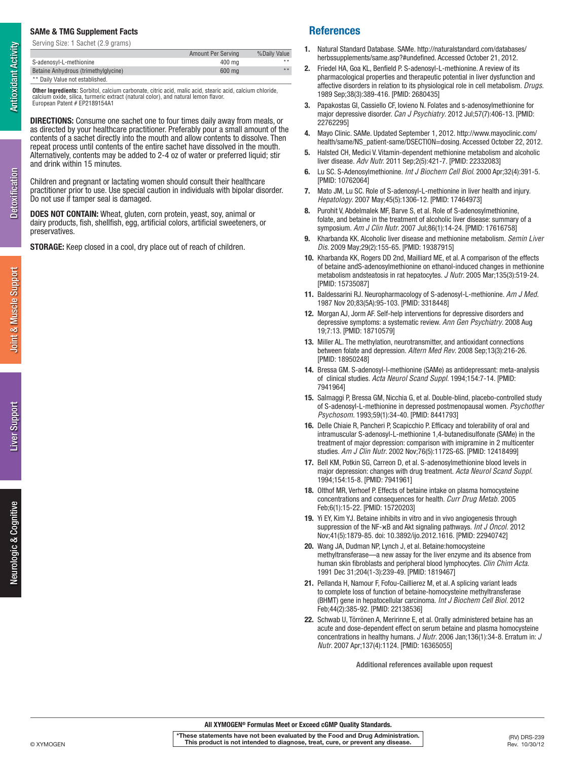## SAMe & TMG Supplement Facts

Serving Size: 1 Sachet (2.9 grams)

| | Amount Per Serving | %Daily Value |
|---|---|---|
| S-adenosyl-L-methionine | 400 mg | ** |
| Betaine Anhydrous (trimethylglycine) | 600 mg | ** |

** Daily Value not established.

**Other Ingredients:** Sorbitol, calcium carbonate, citric acid, malic acid, stearic acid, calcium chloride, calcium oxide, silica, turmeric extract (natural color), and natural lemon flavor.
European Patent # EP2189154A1

**DIRECTIONS:** Consume one sachet one to four times daily away from meals, or as directed by your healthcare practitioner. Preferably pour a small amount of the contents of a sachet directly into the mouth and allow contents to dissolve. Then repeat process until contents of the entire sachet have dissolved in the mouth. Alternatively, contents may be added to 2-4 oz of water or preferred liquid; stir and drink within 15 minutes.

Children and pregnant or lactating women should consult their healthcare practitioner prior to use. Use special caution in individuals with bipolar disorder. Do not use if tamper seal is damaged.

**DOES NOT CONTAIN:** Wheat, gluten, corn protein, yeast, soy, animal or dairy products, fish, shellfish, egg, artificial colors, artificial sweeteners, or preservatives.

**STORAGE:** Keep closed in a cool, dry place out of reach of children.

## References

1. Natural Standard Database. SAMe. http://naturalstandard.com/databases/herbssupplements/same.asp?#undefined. Accessed October 21, 2012.
2. Friedel HA, Goa KL, Benfield P. S-adenosyl-L-methionine. A review of its pharmacological properties and therapeutic potential in liver dysfunction and affective disorders in relation to its physiological role in cell metabolism. *Drugs*. 1989 Sep;38(3):389-416. [PMID: 2680435]
3. Papakostas GI, Cassiello CF, Iovieno N. Folates and s-adenosylmethionine for major depressive disorder. *Can J Psychiatry*. 2012 Jul;57(7):406-13. [PMID: 22762295]
4. Mayo Clinic. SAMe. Updated September 1, 2012. http://www.mayoclinic.com/health/same/NS_patient-same/DSECTION=dosing. Accessed October 22, 2012.
5. Halsted CH, Medici V. Vitamin-dependent methionine metabolism and alcoholic liver disease. *Adv Nutr*. 2011 Sep;2(5):421-7. [PMID: 22332083]
6. Lu SC. S-Adenosylmethionine. *Int J Biochem Cell Biol*. 2000 Apr;32(4):391-5. [PMID: 10762064]
7. Mato JM, Lu SC. Role of S-adenosyl-L-methionine in liver health and injury. *Hepatology*. 2007 May;45(5):1306-12. [PMID: 17464973]
8. Purohit V, Abdelmalek MF, Barve S, et al. Role of S-adenosylmethionine, folate, and betaine in the treatment of alcoholic liver disease: summary of a symposium. *Am J Clin Nutr*. 2007 Jul;86(1):14-24. [PMID: 17616758]
9. Kharbanda KK. Alcoholic liver disease and methionine metabolism. *Semin Liver Dis*. 2009 May;29(2):155-65. [PMID: 19387915]
10. Kharbanda KK, Rogers DD 2nd, Mailliard ME, et al. A comparison of the effects of betaine andS-adenosylmethionine on ethanol-induced changes in methionine metabolism andsteatosis in rat hepatocytes. *J Nutr*. 2005 Mar;135(3):519-24. [PMID: 15735087]
11. Baldessarini RJ. Neuropharmacology of S-adenosyl-L-methionine. *Am J Med*. 1987 Nov 20;83(5A):95-103. [PMID: 3318448]
12. Morgan AJ, Jorm AF. Self-help interventions for depressive disorders and depressive symptoms: a systematic review. *Ann Gen Psychiatry*. 2008 Aug 19;7:13. [PMID: 18710579]
13. Miller AL. The methylation, neurotransmitter, and antioxidant connections between folate and depression. *Altern Med Rev*. 2008 Sep;13(3):216-26. [PMID: 18950248]
14. Bressa GM. S-adenosyl-l-methionine (SAMe) as antidepressant: meta-analysis of clinical studies. *Acta Neurol Scand Suppl*. 1994;154:7-14. [PMID: 7941964]
15. Salmaggi P, Bressa GM, Nicchia G, et al. Double-blind, placebo-controlled study of S-adenosyl-L-methionine in depressed postmenopausal women. *Psychother Psychosom*. 1993;59(1):34-40. [PMID: 8441793]
16. Delle Chiaie R, Pancheri P, Scapicchio P. Efficacy and tolerability of oral and intramuscular S-adenosyl-L-methionine 1,4-butanedisulfonate (SAMe) in the treatment of major depression: comparison with imipramine in 2 multicenter studies. *Am J Clin Nutr*. 2002 Nov;76(5):1172S-6S. [PMID: 12418499]
17. Bell KM, Potkin SG, Carreon D, et al. S-adenosylmethionine blood levels in major depression: changes with drug treatment. *Acta Neurol Scand Suppl*. 1994;154:15-8. [PMID: 7941961]
18. Olthof MR, Verhoef P. Effects of betaine intake on plasma homocysteine concentrations and consequences for health. *Curr Drug Metab*. 2005 Feb;6(1):15-22. [PMID: 15720203]
19. Yi EY, Kim YJ. Betaine inhibits in vitro and in vivo angiogenesis through suppression of the NF-κB and Akt signaling pathways. *Int J Oncol*. 2012 Nov;41(5):1879-85. doi: 10.3892/ijo.2012.1616. [PMID: 22940742]
20. Wang JA, Dudman NP, Lynch J, et al. Betaine:homocysteine methyltransferase—a new assay for the liver enzyme and its absence from human skin fibroblasts and peripheral blood lymphocytes. *Clin Chim Acta*. 1991 Dec 31;204(1-3):239-49. [PMID: 1819467]
21. Pellanda H, Namour F, Fofou-Caillierez M, et al. A splicing variant leads to complete loss of function of betaine-homocysteine methyltransferase (BHMT) gene in hepatocellular carcinoma. *Int J Biochem Cell Biol*. 2012 Feb;44(2):385-92. [PMID: 22138536]
22. Schwab U, Törrönen A, Meririnne E, et al. Orally administered betaine has an acute and dose-dependent effect on serum betaine and plasma homocysteine concentrations in healthy humans. *J Nutr*. 2006 Jan;136(1):34-8. Erratum in: *J Nutr*. 2007 Apr;137(4):1124. [PMID: 16365055]

**Additional references available upon request**

**All XYMOGEN® Formulas Meet or Exceed cGMP Quality Standards.**

**\*These statements have not been evaluated by the Food and Drug Administration. This product is not intended to diagnose, treat, cure, or prevent any disease.**

© XYMOGEN

(RV) DRS-239
Rev. 10/30/12